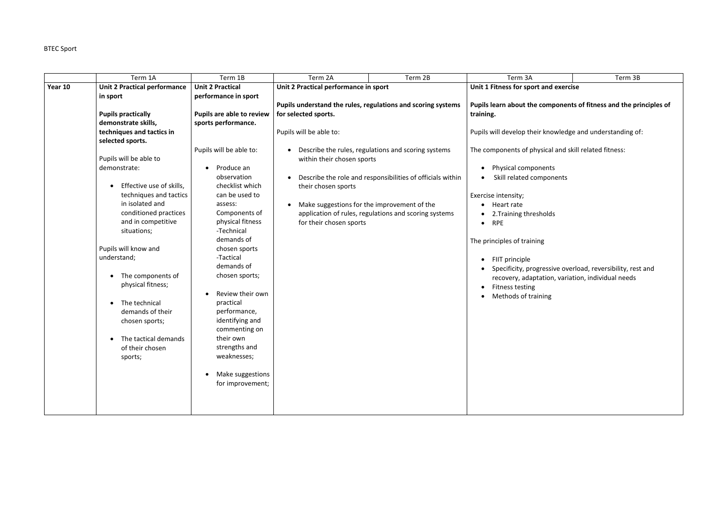BTEC Sport

| | Term 1A | Term 1B | Term 2A | Term 2B | Term 3A | Term 3B |
|---|---|---|---|---|---|---|
| **Year 10** | **Unit 2 Practical performance in sport**<br><br>**Pupils practically demonstrate skills, techniques and tactics in selected sports.**<br><br>Pupils will be able to demonstrate:<br>• Effective use of skills, techniques and tactics in isolated and conditioned practices and in competitive situations;<br><br>Pupils will know and understand;<br>• The components of physical fitness;<br>• The technical demands of their chosen sports;<br>• The tactical demands of their chosen sports; | **Unit 2 Practical performance in sport**<br><br>**Pupils are able to review sports performance.**<br><br>Pupils will be able to:<br>• Produce an observation checklist which can be used to assess: Components of physical fitness -Technical demands of chosen sports -Tactical demands of chosen sports;<br>• Review their own practical performance, identifying and commenting on their own strengths and weaknesses;<br>• Make suggestions for improvement; | **Unit 2 Practical performance in sport**<br><br>**Pupils understand the rules, regulations and scoring systems for selected sports.**<br><br>Pupils will be able to:<br>• Describe the rules, regulations and scoring systems within their chosen sports<br>• Describe the role and responsibilities of officials within their chosen sports<br>• Make suggestions for the improvement of the application of rules, regulations and scoring systems for their chosen sports | | **Unit 1 Fitness for sport and exercise**<br><br>**Pupils learn about the components of fitness and the principles of training.**<br><br>Pupils will develop their knowledge and understanding of:<br><br>The components of physical and skill related fitness:<br>• Physical components<br>• Skill related components<br><br>Exercise intensity;<br>• Heart rate<br>• 2.Training thresholds<br>• RPE<br><br>The principles of training<br>• FIIT principle<br>• Specificity, progressive overload, reversibility, rest and recovery, adaptation, variation, individual needs<br>• Fitness testing<br>• Methods of training | |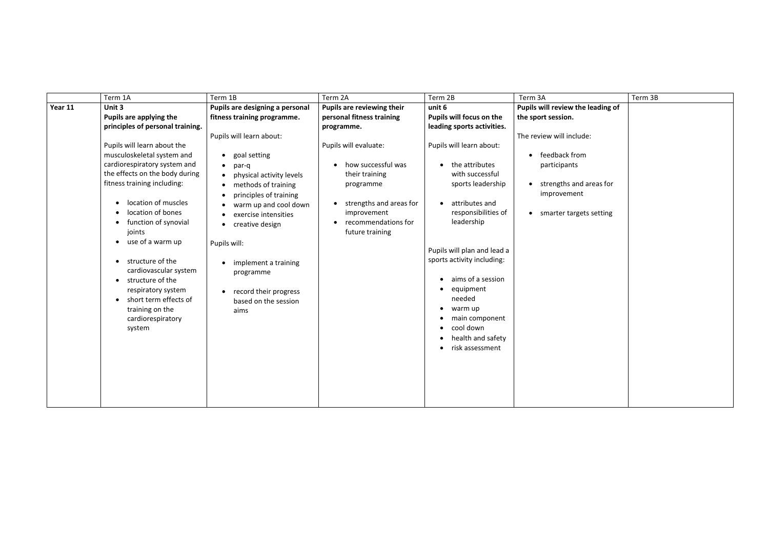| | Term 1A | Term 1B | Term 2A | Term 2B | Term 3A | Term 3B |
|---|---|---|---|---|---|---|
| **Year 11** | **Unit 3**<br>**Pupils are applying the principles of personal training.**<br><br>Pupils will learn about the musculoskeletal system and cardiorespiratory system and the effects on the body during fitness training including:<br><br>• location of muscles<br>• location of bones<br>• function of synovial joints<br>• use of a warm up<br><br>• structure of the cardiovascular system<br>• structure of the respiratory system<br>• short term effects of training on the cardiorespiratory system | **Pupils are designing a personal fitness training programme.**<br><br>Pupils will learn about:<br><br>• goal setting<br>• par-q<br>• physical activity levels<br>• methods of training<br>• principles of training<br>• warm up and cool down<br>• exercise intensities<br>• creative design<br><br>Pupils will:<br><br>• implement a training programme<br><br>• record their progress based on the session aims | **Pupils are reviewing their personal fitness training programme.**<br><br>Pupils will evaluate:<br><br>• how successful was their training programme<br><br>• strengths and areas for improvement<br>• recommendations for future training | **unit 6**<br>**Pupils will focus on the leading sports activities.**<br><br>Pupils will learn about:<br><br>• the attributes with successful sports leadership<br><br>• attributes and responsibilities of leadership<br><br>Pupils will plan and lead a sports activity including:<br><br>• aims of a session<br>• equipment needed<br>• warm up<br>• main component<br>• cool down<br>• health and safety<br>• risk assessment | **Pupils will review the leading of the sport session.**<br><br>The review will include:<br><br>• feedback from participants<br><br>• strengths and areas for improvement<br><br>• smarter targets setting | |